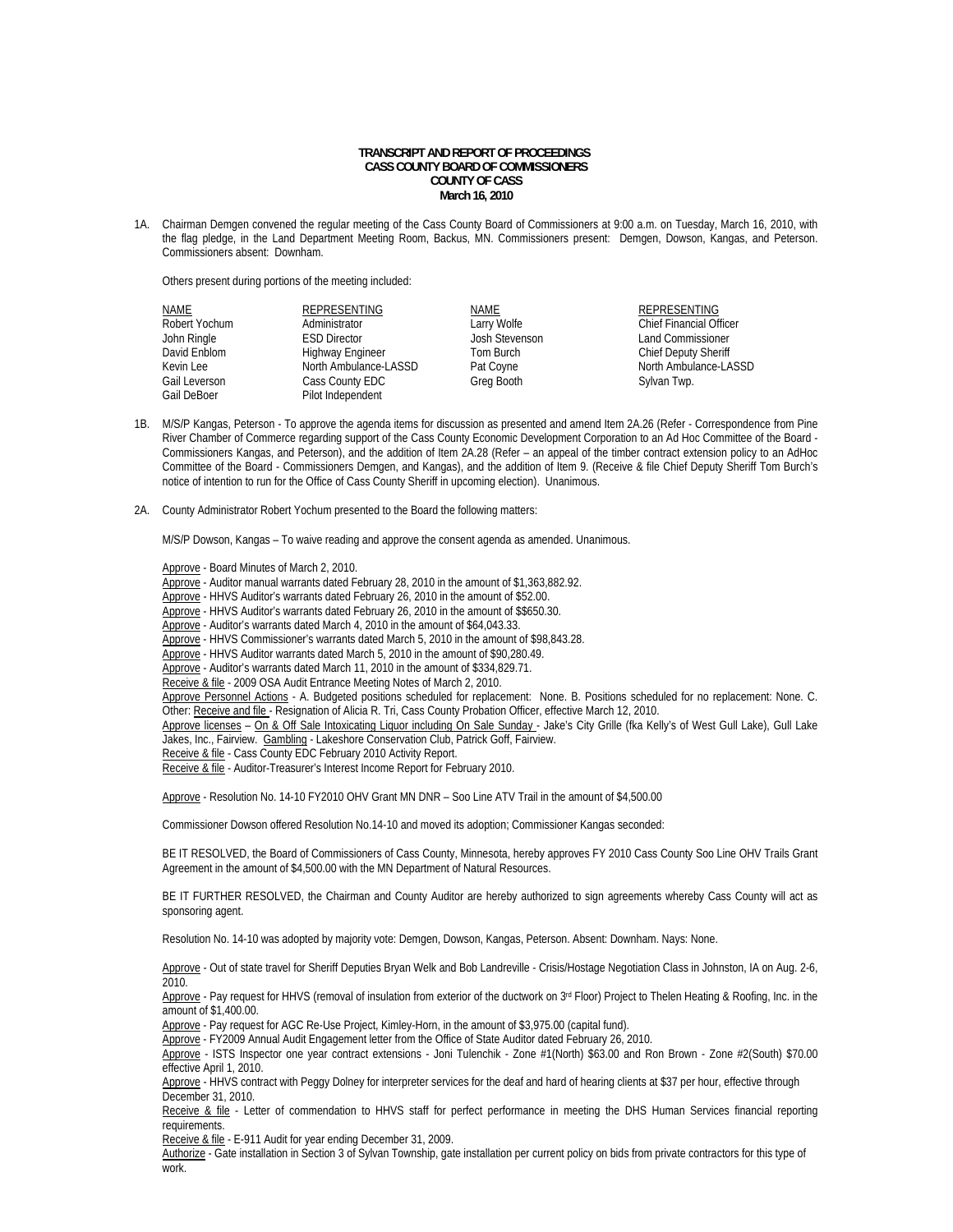**TRANSCRIPT AND REPORT OF PROCEEDINGS**
**CASS COUNTY BOARD OF COMMISSIONERS**
**COUNTY OF CASS**
**March 16, 2010**

1A. Chairman Demgen convened the regular meeting of the Cass County Board of Commissioners at 9:00 a.m. on Tuesday, March 16, 2010, with the flag pledge, in the Land Department Meeting Room, Backus, MN. Commissioners present: Demgen, Dowson, Kangas, and Peterson. Commissioners absent: Downham.

Others present during portions of the meeting included:

| NAME | REPRESENTING | NAME | REPRESENTING |
|---|---|---|---|
| Robert Yochum | Administrator | Larry Wolfe | Chief Financial Officer |
| John Ringle | ESD Director | Josh Stevenson | Land Commissioner |
| David Enblom | Highway Engineer | Tom Burch | Chief Deputy Sheriff |
| Kevin Lee | North Ambulance-LASSD | Pat Coyne | North Ambulance-LASSD |
| Gail Leverson | Cass County EDC | Greg Booth | Sylvan Twp. |
| Gail DeBoer | Pilot Independent | | |

1B. M/S/P Kangas, Peterson - To approve the agenda items for discussion as presented and amend Item 2A.26 (Refer - Correspondence from Pine River Chamber of Commerce regarding support of the Cass County Economic Development Corporation to an Ad Hoc Committee of the Board - Commissioners Kangas, and Peterson), and the addition of Item 2A.28 (Refer – an appeal of the timber contract extension policy to an AdHoc Committee of the Board - Commissioners Demgen, and Kangas), and the addition of Item 9. (Receive & file Chief Deputy Sheriff Tom Burch's notice of intention to run for the Office of Cass County Sheriff in upcoming election). Unanimous.

2A. County Administrator Robert Yochum presented to the Board the following matters:

M/S/P Dowson, Kangas – To waive reading and approve the consent agenda as amended. Unanimous.

Approve - Board Minutes of March 2, 2010.
Approve - Auditor manual warrants dated February 28, 2010 in the amount of $1,363,882.92.
Approve - HHVS Auditor's warrants dated February 26, 2010 in the amount of $52.00.
Approve - HHVS Auditor's warrants dated February 26, 2010 in the amount of $$650.30.
Approve - Auditor's warrants dated March 4, 2010 in the amount of $64,043.33.
Approve - HHVS Commissioner's warrants dated March 5, 2010 in the amount of $98,843.28.
Approve - HHVS Auditor warrants dated March 5, 2010 in the amount of $90,280.49.
Approve - Auditor's warrants dated March 11, 2010 in the amount of $334,829.71.
Receive & file - 2009 OSA Audit Entrance Meeting Notes of March 2, 2010.
Approve Personnel Actions - A. Budgeted positions scheduled for replacement: None. B. Positions scheduled for no replacement: None. C. Other: Receive and file - Resignation of Alicia R. Tri, Cass County Probation Officer, effective March 12, 2010.
Approve licenses – On & Off Sale Intoxicating Liquor including On Sale Sunday - Jake's City Grille (fka Kelly's of West Gull Lake), Gull Lake Jakes, Inc., Fairview. Gambling - Lakeshore Conservation Club, Patrick Goff, Fairview.
Receive & file - Cass County EDC February 2010 Activity Report.
Receive & file - Auditor-Treasurer's Interest Income Report for February 2010.

Approve - Resolution No. 14-10 FY2010 OHV Grant MN DNR – Soo Line ATV Trail in the amount of $4,500.00

Commissioner Dowson offered Resolution No.14-10 and moved its adoption; Commissioner Kangas seconded:

BE IT RESOLVED, the Board of Commissioners of Cass County, Minnesota, hereby approves FY 2010 Cass County Soo Line OHV Trails Grant Agreement in the amount of $4,500.00 with the MN Department of Natural Resources.

BE IT FURTHER RESOLVED, the Chairman and County Auditor are hereby authorized to sign agreements whereby Cass County will act as sponsoring agent.

Resolution No. 14-10 was adopted by majority vote: Demgen, Dowson, Kangas, Peterson. Absent: Downham. Nays: None.

Approve - Out of state travel for Sheriff Deputies Bryan Welk and Bob Landreville - Crisis/Hostage Negotiation Class in Johnston, IA on Aug. 2-6, 2010.
Approve - Pay request for HHVS (removal of insulation from exterior of the ductwork on 3rd Floor) Project to Thelen Heating & Roofing, Inc. in the amount of $1,400.00.
Approve - Pay request for AGC Re-Use Project, Kimley-Horn, in the amount of $3,975.00 (capital fund).
Approve - FY2009 Annual Audit Engagement letter from the Office of State Auditor dated February 26, 2010.
Approve - ISTS Inspector one year contract extensions - Joni Tulenchik - Zone #1(North) $63.00 and Ron Brown - Zone #2(South) $70.00 effective April 1, 2010.
Approve - HHVS contract with Peggy Dolney for interpreter services for the deaf and hard of hearing clients at $37 per hour, effective through December 31, 2010.
Receive & file - Letter of commendation to HHVS staff for perfect performance in meeting the DHS Human Services financial reporting requirements.
Receive & file - E-911 Audit for year ending December 31, 2009.
Authorize - Gate installation in Section 3 of Sylvan Township, gate installation per current policy on bids from private contractors for this type of work.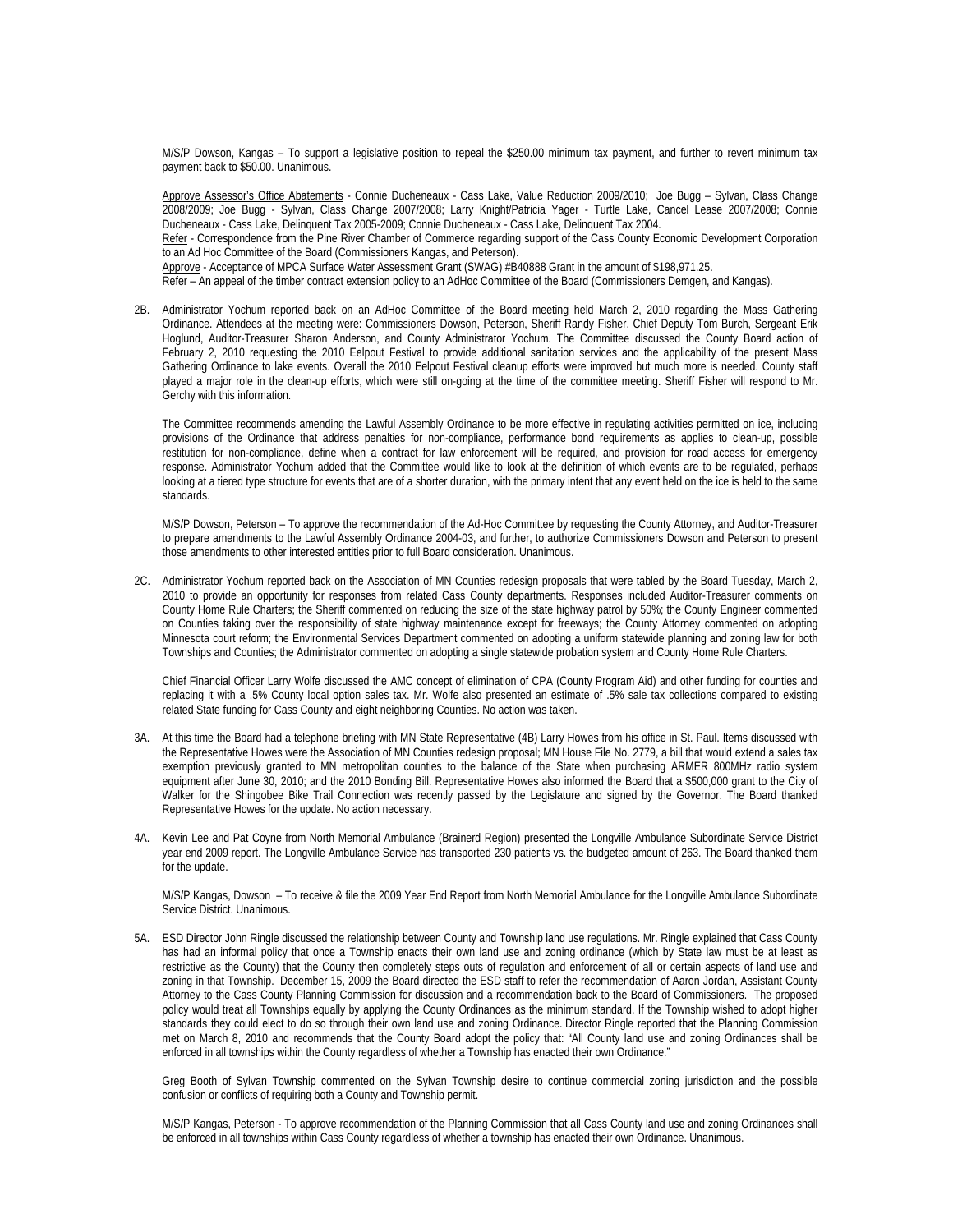M/S/P Dowson, Kangas – To support a legislative position to repeal the $250.00 minimum tax payment, and further to revert minimum tax payment back to $50.00. Unanimous.

Approve Assessor's Office Abatements - Connie Ducheneaux - Cass Lake, Value Reduction 2009/2010; Joe Bugg – Sylvan, Class Change 2008/2009; Joe Bugg - Sylvan, Class Change 2007/2008; Larry Knight/Patricia Yager - Turtle Lake, Cancel Lease 2007/2008; Connie Ducheneaux - Cass Lake, Delinquent Tax 2005-2009; Connie Ducheneaux - Cass Lake, Delinquent Tax 2004.
Refer - Correspondence from the Pine River Chamber of Commerce regarding support of the Cass County Economic Development Corporation to an Ad Hoc Committee of the Board (Commissioners Kangas, and Peterson).
Approve - Acceptance of MPCA Surface Water Assessment Grant (SWAG) #B40888 Grant in the amount of $198,971.25.
Refer – An appeal of the timber contract extension policy to an AdHoc Committee of the Board (Commissioners Demgen, and Kangas).

2B. Administrator Yochum reported back on an AdHoc Committee of the Board meeting held March 2, 2010 regarding the Mass Gathering Ordinance. Attendees at the meeting were: Commissioners Dowson, Peterson, Sheriff Randy Fisher, Chief Deputy Tom Burch, Sergeant Erik Hoglund, Auditor-Treasurer Sharon Anderson, and County Administrator Yochum. The Committee discussed the County Board action of February 2, 2010 requesting the 2010 Eelpout Festival to provide additional sanitation services and the applicability of the present Mass Gathering Ordinance to lake events. Overall the 2010 Eelpout Festival cleanup efforts were improved but much more is needed. County staff played a major role in the clean-up efforts, which were still on-going at the time of the committee meeting. Sheriff Fisher will respond to Mr. Gerchy with this information.

The Committee recommends amending the Lawful Assembly Ordinance to be more effective in regulating activities permitted on ice, including provisions of the Ordinance that address penalties for non-compliance, performance bond requirements as applies to clean-up, possible restitution for non-compliance, define when a contract for law enforcement will be required, and provision for road access for emergency response. Administrator Yochum added that the Committee would like to look at the definition of which events are to be regulated, perhaps looking at a tiered type structure for events that are of a shorter duration, with the primary intent that any event held on the ice is held to the same standards.

M/S/P Dowson, Peterson – To approve the recommendation of the Ad-Hoc Committee by requesting the County Attorney, and Auditor-Treasurer to prepare amendments to the Lawful Assembly Ordinance 2004-03, and further, to authorize Commissioners Dowson and Peterson to present those amendments to other interested entities prior to full Board consideration. Unanimous.

2C. Administrator Yochum reported back on the Association of MN Counties redesign proposals that were tabled by the Board Tuesday, March 2, 2010 to provide an opportunity for responses from related Cass County departments. Responses included Auditor-Treasurer comments on County Home Rule Charters; the Sheriff commented on reducing the size of the state highway patrol by 50%; the County Engineer commented on Counties taking over the responsibility of state highway maintenance except for freeways; the County Attorney commented on adopting Minnesota court reform; the Environmental Services Department commented on adopting a uniform statewide planning and zoning law for both Townships and Counties; the Administrator commented on adopting a single statewide probation system and County Home Rule Charters.

Chief Financial Officer Larry Wolfe discussed the AMC concept of elimination of CPA (County Program Aid) and other funding for counties and replacing it with a .5% County local option sales tax. Mr. Wolfe also presented an estimate of .5% sale tax collections compared to existing related State funding for Cass County and eight neighboring Counties. No action was taken.

3A. At this time the Board had a telephone briefing with MN State Representative (4B) Larry Howes from his office in St. Paul. Items discussed with the Representative Howes were the Association of MN Counties redesign proposal; MN House File No. 2779, a bill that would extend a sales tax exemption previously granted to MN metropolitan counties to the balance of the State when purchasing ARMER 800MHz radio system equipment after June 30, 2010; and the 2010 Bonding Bill. Representative Howes also informed the Board that a $500,000 grant to the City of Walker for the Shingobee Bike Trail Connection was recently passed by the Legislature and signed by the Governor. The Board thanked Representative Howes for the update. No action necessary.

4A. Kevin Lee and Pat Coyne from North Memorial Ambulance (Brainerd Region) presented the Longville Ambulance Subordinate Service District year end 2009 report. The Longville Ambulance Service has transported 230 patients vs. the budgeted amount of 263. The Board thanked them for the update.

M/S/P Kangas, Dowson – To receive & file the 2009 Year End Report from North Memorial Ambulance for the Longville Ambulance Subordinate Service District. Unanimous.

5A. ESD Director John Ringle discussed the relationship between County and Township land use regulations. Mr. Ringle explained that Cass County has had an informal policy that once a Township enacts their own land use and zoning ordinance (which by State law must be at least as restrictive as the County) that the County then completely steps outs of regulation and enforcement of all or certain aspects of land use and zoning in that Township. December 15, 2009 the Board directed the ESD staff to refer the recommendation of Aaron Jordan, Assistant County Attorney to the Cass County Planning Commission for discussion and a recommendation back to the Board of Commissioners. The proposed policy would treat all Townships equally by applying the County Ordinances as the minimum standard. If the Township wished to adopt higher standards they could elect to do so through their own land use and zoning Ordinance. Director Ringle reported that the Planning Commission met on March 8, 2010 and recommends that the County Board adopt the policy that: "All County land use and zoning Ordinances shall be enforced in all townships within the County regardless of whether a Township has enacted their own Ordinance."

Greg Booth of Sylvan Township commented on the Sylvan Township desire to continue commercial zoning jurisdiction and the possible confusion or conflicts of requiring both a County and Township permit.

M/S/P Kangas, Peterson - To approve recommendation of the Planning Commission that all Cass County land use and zoning Ordinances shall be enforced in all townships within Cass County regardless of whether a township has enacted their own Ordinance. Unanimous.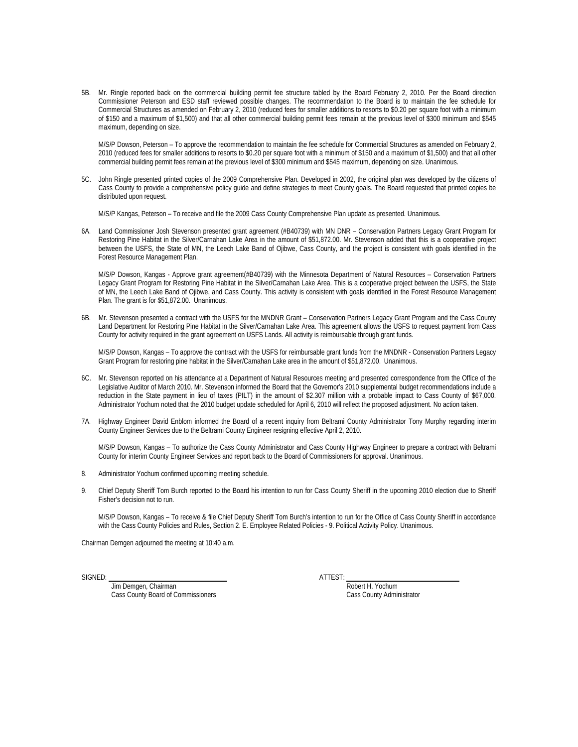5B. Mr. Ringle reported back on the commercial building permit fee structure tabled by the Board February 2, 2010. Per the Board direction Commissioner Peterson and ESD staff reviewed possible changes. The recommendation to the Board is to maintain the fee schedule for Commercial Structures as amended on February 2, 2010 (reduced fees for smaller additions to resorts to $0.20 per square foot with a minimum of $150 and a maximum of $1,500) and that all other commercial building permit fees remain at the previous level of $300 minimum and $545 maximum, depending on size.

M/S/P Dowson, Peterson – To approve the recommendation to maintain the fee schedule for Commercial Structures as amended on February 2, 2010 (reduced fees for smaller additions to resorts to $0.20 per square foot with a minimum of $150 and a maximum of $1,500) and that all other commercial building permit fees remain at the previous level of $300 minimum and $545 maximum, depending on size. Unanimous.

5C. John Ringle presented printed copies of the 2009 Comprehensive Plan. Developed in 2002, the original plan was developed by the citizens of Cass County to provide a comprehensive policy guide and define strategies to meet County goals. The Board requested that printed copies be distributed upon request.

M/S/P Kangas, Peterson – To receive and file the 2009 Cass County Comprehensive Plan update as presented. Unanimous.

6A. Land Commissioner Josh Stevenson presented grant agreement (#B40739) with MN DNR – Conservation Partners Legacy Grant Program for Restoring Pine Habitat in the Silver/Carnahan Lake Area in the amount of $51,872.00. Mr. Stevenson added that this is a cooperative project between the USFS, the State of MN, the Leech Lake Band of Ojibwe, Cass County, and the project is consistent with goals identified in the Forest Resource Management Plan.

M/S/P Dowson, Kangas - Approve grant agreement(#B40739) with the Minnesota Department of Natural Resources – Conservation Partners Legacy Grant Program for Restoring Pine Habitat in the Silver/Carnahan Lake Area. This is a cooperative project between the USFS, the State of MN, the Leech Lake Band of Ojibwe, and Cass County. This activity is consistent with goals identified in the Forest Resource Management Plan. The grant is for $51,872.00. Unanimous.

6B. Mr. Stevenson presented a contract with the USFS for the MNDNR Grant – Conservation Partners Legacy Grant Program and the Cass County Land Department for Restoring Pine Habitat in the Silver/Carnahan Lake Area. This agreement allows the USFS to request payment from Cass County for activity required in the grant agreement on USFS Lands. All activity is reimbursable through grant funds.

M/S/P Dowson, Kangas – To approve the contract with the USFS for reimbursable grant funds from the MNDNR - Conservation Partners Legacy Grant Program for restoring pine habitat in the Silver/Carnahan Lake area in the amount of $51,872.00. Unanimous.

6C. Mr. Stevenson reported on his attendance at a Department of Natural Resources meeting and presented correspondence from the Office of the Legislative Auditor of March 2010. Mr. Stevenson informed the Board that the Governor's 2010 supplemental budget recommendations include a reduction in the State payment in lieu of taxes (PILT) in the amount of $2.307 million with a probable impact to Cass County of $67,000. Administrator Yochum noted that the 2010 budget update scheduled for April 6, 2010 will reflect the proposed adjustment. No action taken.

7A. Highway Engineer David Enblom informed the Board of a recent inquiry from Beltrami County Administrator Tony Murphy regarding interim County Engineer Services due to the Beltrami County Engineer resigning effective April 2, 2010.

M/S/P Dowson, Kangas – To authorize the Cass County Administrator and Cass County Highway Engineer to prepare a contract with Beltrami County for interim County Engineer Services and report back to the Board of Commissioners for approval. Unanimous.

8. Administrator Yochum confirmed upcoming meeting schedule.

9. Chief Deputy Sheriff Tom Burch reported to the Board his intention to run for Cass County Sheriff in the upcoming 2010 election due to Sheriff Fisher's decision not to run.

M/S/P Dowson, Kangas – To receive & file Chief Deputy Sheriff Tom Burch's intention to run for the Office of Cass County Sheriff in accordance with the Cass County Policies and Rules, Section 2. E. Employee Related Policies - 9. Political Activity Policy. Unanimous.

Chairman Demgen adjourned the meeting at 10:40 a.m.

SIGNED: ______________________________
Jim Demgen, Chairman
Cass County Board of Commissioners

ATTEST: ______________________________
Robert H. Yochum
Cass County Administrator